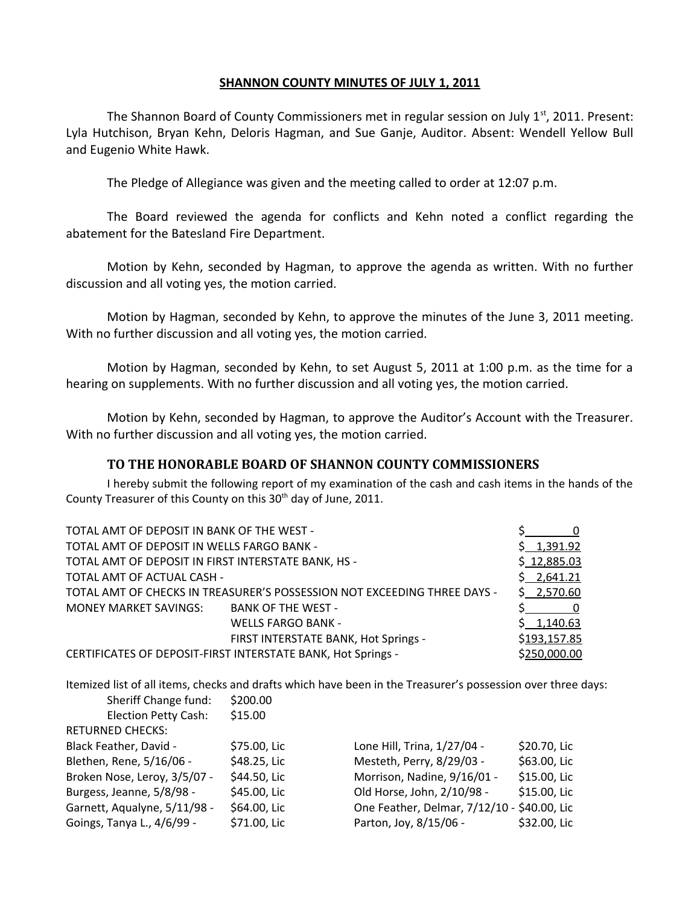# SHANNON COUNTY MINUTES OF JULY 1, 2011

The Shannon Board of County Commissioners met in regular session on July 1st, 2011. Present: Lyla Hutchison, Bryan Kehn, Deloris Hagman, and Sue Ganje, Auditor. Absent: Wendell Yellow Bull and Eugenio White Hawk.

The Pledge of Allegiance was given and the meeting called to order at 12:07 p.m.

The Board reviewed the agenda for conflicts and Kehn noted a conflict regarding the abatement for the Batesland Fire Department.

Motion by Kehn, seconded by Hagman, to approve the agenda as written. With no further discussion and all voting yes, the motion carried.

Motion by Hagman, seconded by Kehn, to approve the minutes of the June 3, 2011 meeting. With no further discussion and all voting yes, the motion carried.

Motion by Hagman, seconded by Kehn, to set August 5, 2011 at 1:00 p.m. as the time for a hearing on supplements. With no further discussion and all voting yes, the motion carried.

Motion by Kehn, seconded by Hagman, to approve the Auditor's Account with the Treasurer. With no further discussion and all voting yes, the motion carried.

## TO THE HONORABLE BOARD OF SHANNON COUNTY COMMISSIONERS

I hereby submit the following report of my examination of the cash and cash items in the hands of the County Treasurer of this County on this 30th day of June, 2011.

| | | |
|---|---|---|
| TOTAL AMT OF DEPOSIT IN BANK OF THE WEST - | | $ 0 |
| TOTAL AMT OF DEPOSIT IN WELLS FARGO BANK - | | $ 1,391.92 |
| TOTAL AMT OF DEPOSIT IN FIRST INTERSTATE BANK, HS - | | $ 12,885.03 |
| TOTAL AMT OF ACTUAL CASH - | | $ 2,641.21 |
| TOTAL AMT OF CHECKS IN TREASURER'S POSSESSION NOT EXCEEDING THREE DAYS - | | $ 2,570.60 |
| MONEY MARKET SAVINGS: | BANK OF THE WEST - | $ 0 |
| | WELLS FARGO BANK - | $ 1,140.63 |
| | FIRST INTERSTATE BANK, Hot Springs - | $193,157.85 |
| CERTIFICATES OF DEPOSIT-FIRST INTERSTATE BANK, Hot Springs - | | $250,000.00 |

Itemized list of all items, checks and drafts which have been in the Treasurer's possession over three days:

Sheriff Change fund: $200.00

Election Petty Cash: $15.00

RETURNED CHECKS:

| | | | |
|---|---|---|---|
| Black Feather, David - | $75.00, Lic | Lone Hill, Trina, 1/27/04 - | $20.70, Lic |
| Blethen, Rene, 5/16/06 - | $48.25, Lic | Mesteth, Perry, 8/29/03 - | $63.00, Lic |
| Broken Nose, Leroy, 3/5/07 - | $44.50, Lic | Morrison, Nadine, 9/16/01 - | $15.00, Lic |
| Burgess, Jeanne, 5/8/98 - | $45.00, Lic | Old Horse, John, 2/10/98 - | $15.00, Lic |
| Garnett, Aqualyne, 5/11/98 - | $64.00, Lic | One Feather, Delmar, 7/12/10 - | $40.00, Lic |
| Goings, Tanya L., 4/6/99 - | $71.00, Lic | Parton, Joy, 8/15/06 - | $32.00, Lic |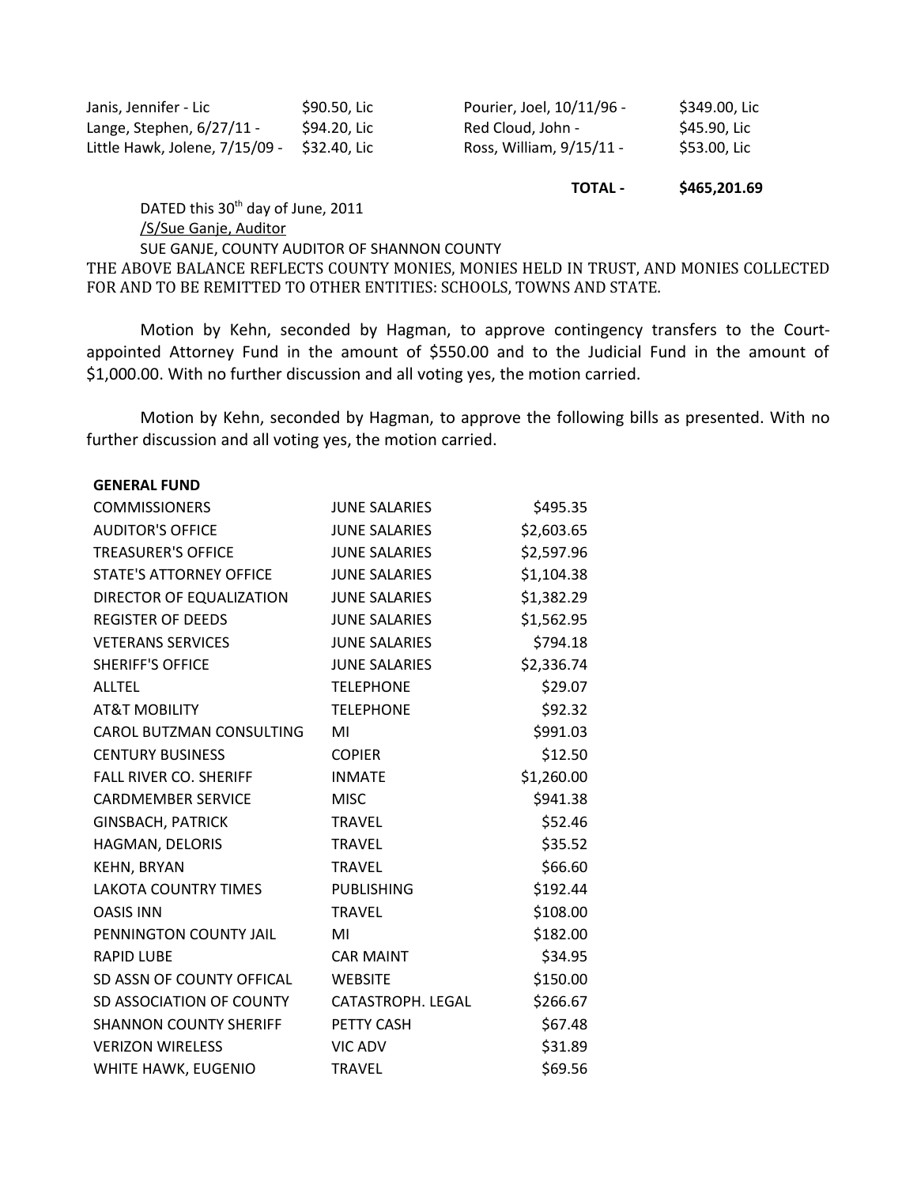| | | | |
|---|---|---|---|
| Janis, Jennifer - Lic | $90.50, Lic | Pourier, Joel, 10/11/96 - | $349.00, Lic |
| Lange, Stephen, 6/27/11 - | $94.20, Lic | Red Cloud, John - | $45.90, Lic |
| Little Hawk, Jolene, 7/15/09 - | $32.40, Lic | Ross, William, 9/15/11 - | $53.00, Lic |
| | | **TOTAL -** | **$465,201.69** |

DATED this 30th day of June, 2011
/S/Sue Ganje, Auditor
SUE GANJE, COUNTY AUDITOR OF SHANNON COUNTY
THE ABOVE BALANCE REFLECTS COUNTY MONIES, MONIES HELD IN TRUST, AND MONIES COLLECTED FOR AND TO BE REMITTED TO OTHER ENTITIES: SCHOOLS, TOWNS AND STATE.

Motion by Kehn, seconded by Hagman, to approve contingency transfers to the Court-appointed Attorney Fund in the amount of $550.00 and to the Judicial Fund in the amount of $1,000.00. With no further discussion and all voting yes, the motion carried.

Motion by Kehn, seconded by Hagman, to approve the following bills as presented. With no further discussion and all voting yes, the motion carried.

| **GENERAL FUND** | | |
|---|---|---|
| COMMISSIONERS | JUNE SALARIES | $495.35 |
| AUDITOR'S OFFICE | JUNE SALARIES | $2,603.65 |
| TREASURER'S OFFICE | JUNE SALARIES | $2,597.96 |
| STATE'S ATTORNEY OFFICE | JUNE SALARIES | $1,104.38 |
| DIRECTOR OF EQUALIZATION | JUNE SALARIES | $1,382.29 |
| REGISTER OF DEEDS | JUNE SALARIES | $1,562.95 |
| VETERANS SERVICES | JUNE SALARIES | $794.18 |
| SHERIFF'S OFFICE | JUNE SALARIES | $2,336.74 |
| ALLTEL | TELEPHONE | $29.07 |
| AT&T MOBILITY | TELEPHONE | $92.32 |
| CAROL BUTZMAN CONSULTING | MI | $991.03 |
| CENTURY BUSINESS | COPIER | $12.50 |
| FALL RIVER CO. SHERIFF | INMATE | $1,260.00 |
| CARDMEMBER SERVICE | MISC | $941.38 |
| GINSBACH, PATRICK | TRAVEL | $52.46 |
| HAGMAN, DELORIS | TRAVEL | $35.52 |
| KEHN, BRYAN | TRAVEL | $66.60 |
| LAKOTA COUNTRY TIMES | PUBLISHING | $192.44 |
| OASIS INN | TRAVEL | $108.00 |
| PENNINGTON COUNTY JAIL | MI | $182.00 |
| RAPID LUBE | CAR MAINT | $34.95 |
| SD ASSN OF COUNTY OFFICAL | WEBSITE | $150.00 |
| SD ASSOCIATION OF COUNTY | CATASTROPH. LEGAL | $266.67 |
| SHANNON COUNTY SHERIFF | PETTY CASH | $67.48 |
| VERIZON WIRELESS | VIC ADV | $31.89 |
| WHITE HAWK, EUGENIO | TRAVEL | $69.56 |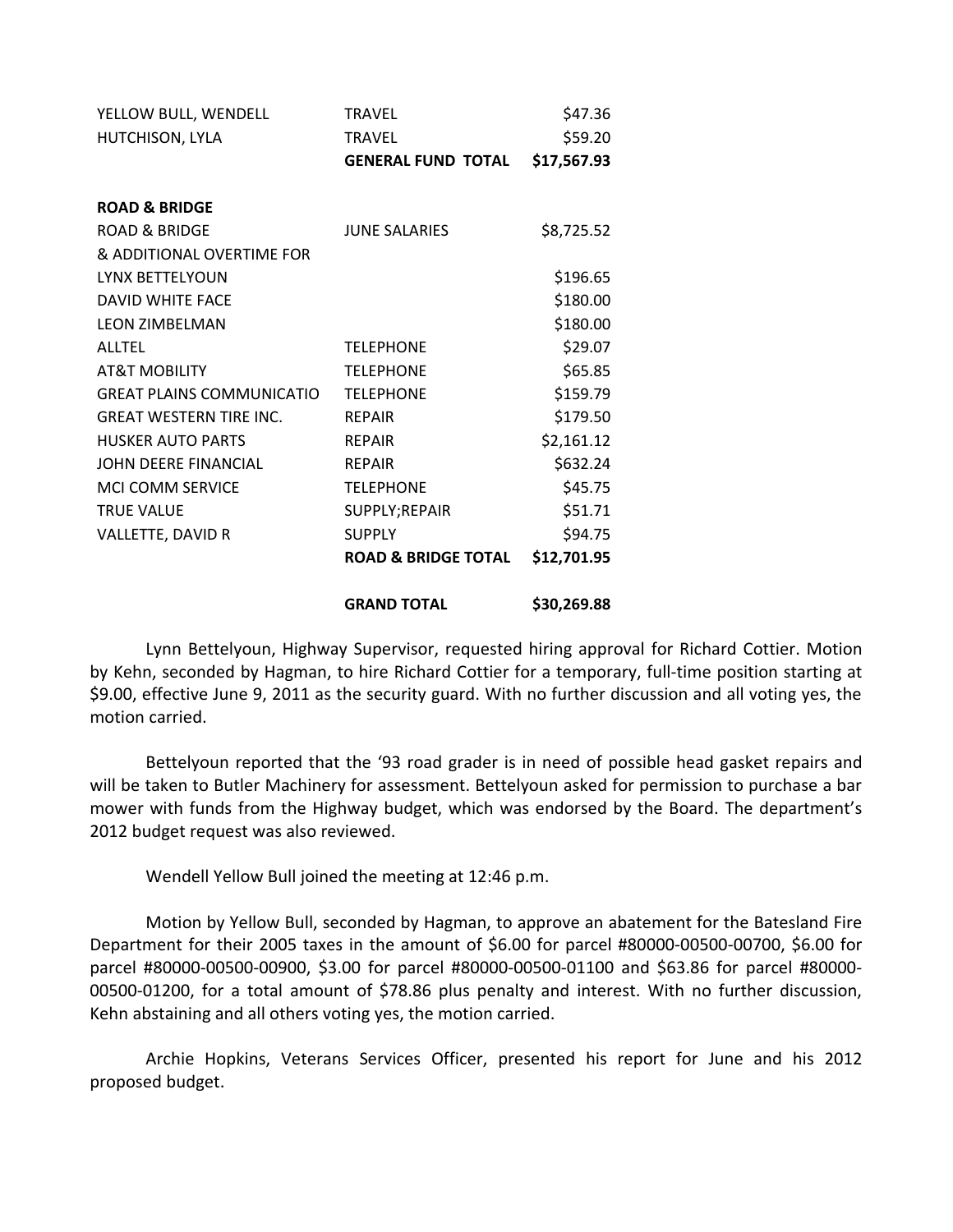| | | |
|---|---|---|
| YELLOW BULL, WENDELL | TRAVEL | $47.36 |
| HUTCHISON, LYLA | TRAVEL | $59.20 |
| | **GENERAL FUND TOTAL** | **$17,567.93** |
| | | |
| **ROAD & BRIDGE** | | |
| ROAD & BRIDGE | JUNE SALARIES | $8,725.52 |
| & ADDITIONAL OVERTIME FOR | | |
| LYNX BETTELYOUN | | $196.65 |
| DAVID WHITE FACE | | $180.00 |
| LEON ZIMBELMAN | | $180.00 |
| ALLTEL | TELEPHONE | $29.07 |
| AT&T MOBILITY | TELEPHONE | $65.85 |
| GREAT PLAINS COMMUNICATIO | TELEPHONE | $159.79 |
| GREAT WESTERN TIRE INC. | REPAIR | $179.50 |
| HUSKER AUTO PARTS | REPAIR | $2,161.12 |
| JOHN DEERE FINANCIAL | REPAIR | $632.24 |
| MCI COMM SERVICE | TELEPHONE | $45.75 |
| TRUE VALUE | SUPPLY;REPAIR | $51.71 |
| VALLETTE, DAVID R | SUPPLY | $94.75 |
| | **ROAD & BRIDGE TOTAL** | **$12,701.95** |
| | | |
| | **GRAND TOTAL** | **$30,269.88** |

Lynn Bettelyoun, Highway Supervisor, requested hiring approval for Richard Cottier. Motion by Kehn, seconded by Hagman, to hire Richard Cottier for a temporary, full-time position starting at $9.00, effective June 9, 2011 as the security guard. With no further discussion and all voting yes, the motion carried.

Bettelyoun reported that the '93 road grader is in need of possible head gasket repairs and will be taken to Butler Machinery for assessment. Bettelyoun asked for permission to purchase a bar mower with funds from the Highway budget, which was endorsed by the Board. The department's 2012 budget request was also reviewed.

Wendell Yellow Bull joined the meeting at 12:46 p.m.

Motion by Yellow Bull, seconded by Hagman, to approve an abatement for the Batesland Fire Department for their 2005 taxes in the amount of $6.00 for parcel #80000-00500-00700, $6.00 for parcel #80000-00500-00900, $3.00 for parcel #80000-00500-01100 and $63.86 for parcel #80000-00500-01200, for a total amount of $78.86 plus penalty and interest. With no further discussion, Kehn abstaining and all others voting yes, the motion carried.

Archie Hopkins, Veterans Services Officer, presented his report for June and his 2012 proposed budget.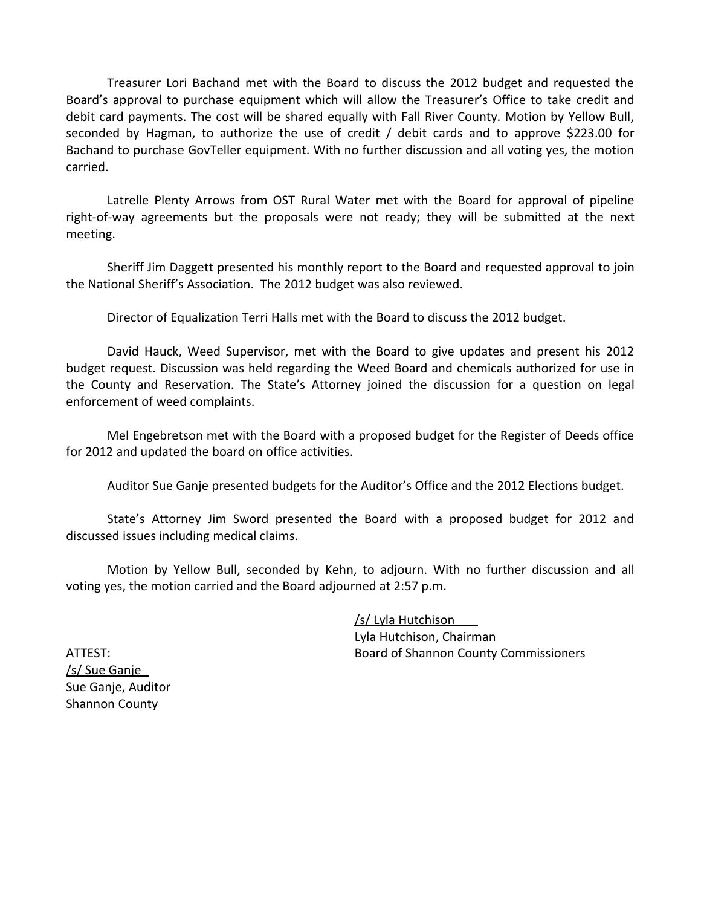Treasurer Lori Bachand met with the Board to discuss the 2012 budget and requested the Board's approval to purchase equipment which will allow the Treasurer's Office to take credit and debit card payments. The cost will be shared equally with Fall River County. Motion by Yellow Bull, seconded by Hagman, to authorize the use of credit / debit cards and to approve $223.00 for Bachand to purchase GovTeller equipment. With no further discussion and all voting yes, the motion carried.

Latrelle Plenty Arrows from OST Rural Water met with the Board for approval of pipeline right-of-way agreements but the proposals were not ready; they will be submitted at the next meeting.

Sheriff Jim Daggett presented his monthly report to the Board and requested approval to join the National Sheriff's Association. The 2012 budget was also reviewed.

Director of Equalization Terri Halls met with the Board to discuss the 2012 budget.

David Hauck, Weed Supervisor, met with the Board to give updates and present his 2012 budget request. Discussion was held regarding the Weed Board and chemicals authorized for use in the County and Reservation. The State's Attorney joined the discussion for a question on legal enforcement of weed complaints.

Mel Engebretson met with the Board with a proposed budget for the Register of Deeds office for 2012 and updated the board on office activities.

Auditor Sue Ganje presented budgets for the Auditor's Office and the 2012 Elections budget.

State's Attorney Jim Sword presented the Board with a proposed budget for 2012 and discussed issues including medical claims.

Motion by Yellow Bull, seconded by Kehn, to adjourn. With no further discussion and all voting yes, the motion carried and the Board adjourned at 2:57 p.m.

/s/ Lyla Hutchison
Lyla Hutchison, Chairman
Board of Shannon County Commissioners

ATTEST:
/s/ Sue Ganje
Sue Ganje, Auditor
Shannon County